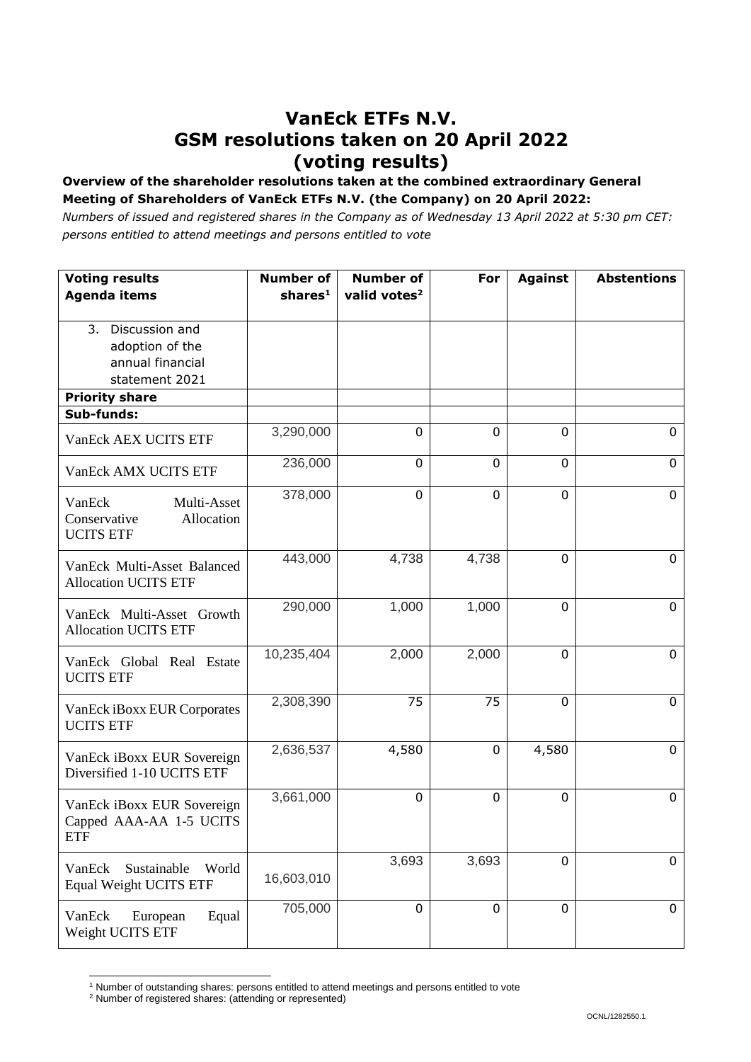# VanEck ETFs N.V.
# GSM resolutions taken on 20 April 2022
# (voting results)

**Overview of the shareholder resolutions taken at the combined extraordinary General Meeting of Shareholders of VanEck ETFs N.V. (the Company) on 20 April 2022:**

*Numbers of issued and registered shares in the Company as of Wednesday 13 April 2022 at 5:30 pm CET: persons entitled to attend meetings and persons entitled to vote*

| **Voting results Agenda items** | **Number of shares**[1] | **Number of valid votes**[2] | **For** | **Against** | **Abstentions** |
|---|---|---|---|---|---|
| 3. Discussion and adoption of the annual financial statement 2021 | | | | | |
| **Priority share** | | | | | |
| **Sub-funds:** | | | | | |
| VanEck AEX UCITS ETF | 3,290,000 | 0 | 0 | 0 | 0 |
| VanEck AMX UCITS ETF | 236,000 | 0 | 0 | 0 | 0 |
| VanEck Multi-Asset Conservative Allocation UCITS ETF | 378,000 | 0 | 0 | 0 | 0 |
| VanEck Multi-Asset Balanced Allocation UCITS ETF | 443,000 | 4,738 | 4,738 | 0 | 0 |
| VanEck Multi-Asset Growth Allocation UCITS ETF | 290,000 | 1,000 | 1,000 | 0 | 0 |
| VanEck Global Real Estate UCITS ETF | 10,235,404 | 2,000 | 2,000 | 0 | 0 |
| VanEck iBoxx EUR Corporates UCITS ETF | 2,308,390 | 75 | 75 | 0 | 0 |
| VanEck iBoxx EUR Sovereign Diversified 1-10 UCITS ETF | 2,636,537 | 4,580 | 0 | 4,580 | 0 |
| VanEck iBoxx EUR Sovereign Capped AAA-AA 1-5 UCITS ETF | 3,661,000 | 0 | 0 | 0 | 0 |
| VanEck Sustainable World Equal Weight UCITS ETF | 16,603,010 | 3,693 | 3,693 | 0 | 0 |
| VanEck European Equal Weight UCITS ETF | 705,000 | 0 | 0 | 0 | 0 |

[1] Number of outstanding shares: persons entitled to attend meetings and persons entitled to vote

[2] Number of registered shares: (attending or represented)

OCNL/1282550.1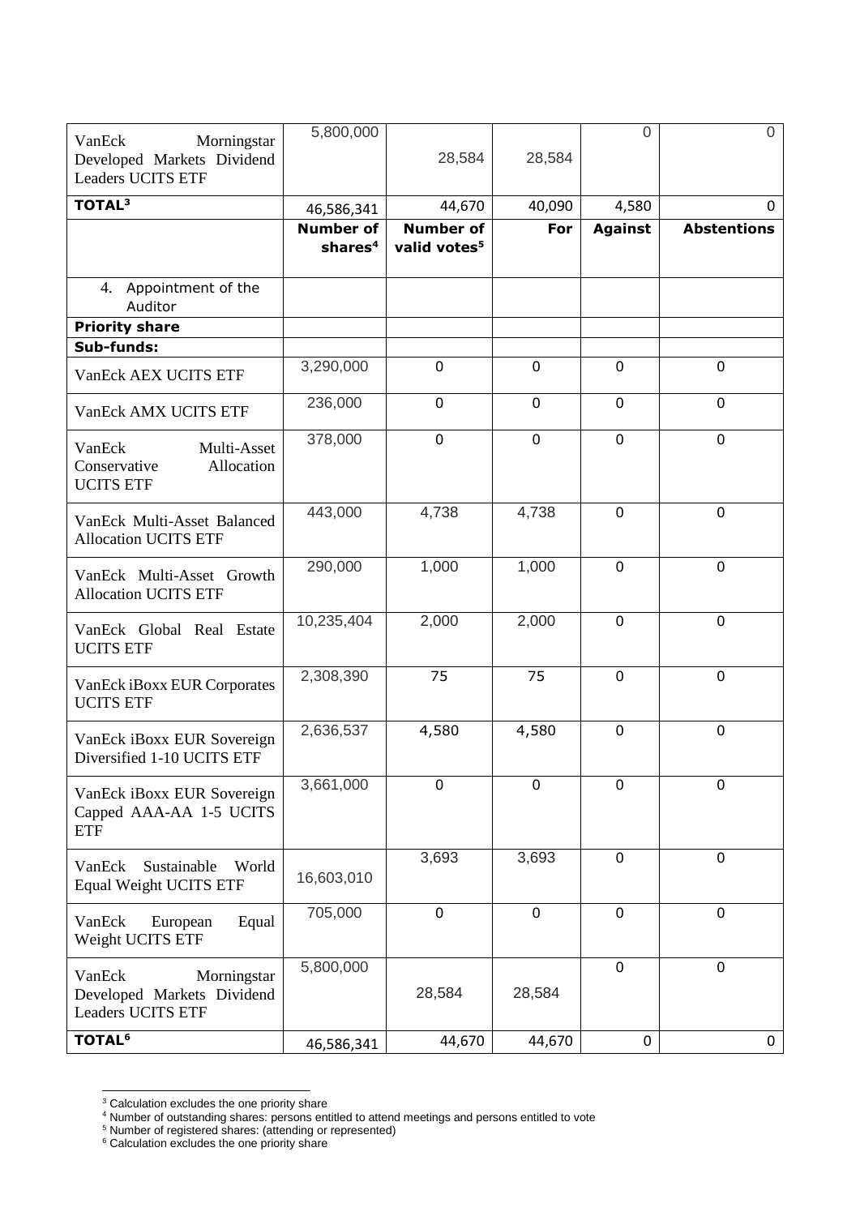| | | | | | |
|---|---|---|---|---|---|
| VanEck Morningstar Developed Markets Dividend Leaders UCITS ETF | 5,800,000 | 28,584 | 28,584 | 0 | 0 |
| **TOTAL[3]** | 46,586,341 | 44,670 | 40,090 | 4,580 | 0 |
| | **Number of shares[4]** | **Number of valid votes[5]** | **For** | **Against** | **Abstentions** |
| 4. Appointment of the Auditor | | | | | |
| **Priority share** | | | | | |
| **Sub-funds:** | | | | | |
| VanEck AEX UCITS ETF | 3,290,000 | 0 | 0 | 0 | 0 |
| VanEck AMX UCITS ETF | 236,000 | 0 | 0 | 0 | 0 |
| VanEck Multi-Asset Conservative Allocation UCITS ETF | 378,000 | 0 | 0 | 0 | 0 |
| VanEck Multi-Asset Balanced Allocation UCITS ETF | 443,000 | 4,738 | 4,738 | 0 | 0 |
| VanEck Multi-Asset Growth Allocation UCITS ETF | 290,000 | 1,000 | 1,000 | 0 | 0 |
| VanEck Global Real Estate UCITS ETF | 10,235,404 | 2,000 | 2,000 | 0 | 0 |
| VanEck iBoxx EUR Corporates UCITS ETF | 2,308,390 | 75 | 75 | 0 | 0 |
| VanEck iBoxx EUR Sovereign Diversified 1-10 UCITS ETF | 2,636,537 | 4,580 | 4,580 | 0 | 0 |
| VanEck iBoxx EUR Sovereign Capped AAA-AA 1-5 UCITS ETF | 3,661,000 | 0 | 0 | 0 | 0 |
| VanEck Sustainable World Equal Weight UCITS ETF | 16,603,010 | 3,693 | 3,693 | 0 | 0 |
| VanEck European Equal Weight UCITS ETF | 705,000 | 0 | 0 | 0 | 0 |
| VanEck Morningstar Developed Markets Dividend Leaders UCITS ETF | 5,800,000 | 28,584 | 28,584 | 0 | 0 |
| **TOTAL[6]** | 46,586,341 | 44,670 | 44,670 | 0 | 0 |

[3] Calculation excludes the one priority share
[4] Number of outstanding shares: persons entitled to attend meetings and persons entitled to vote
[5] Number of registered shares: (attending or represented)
[6] Calculation excludes the one priority share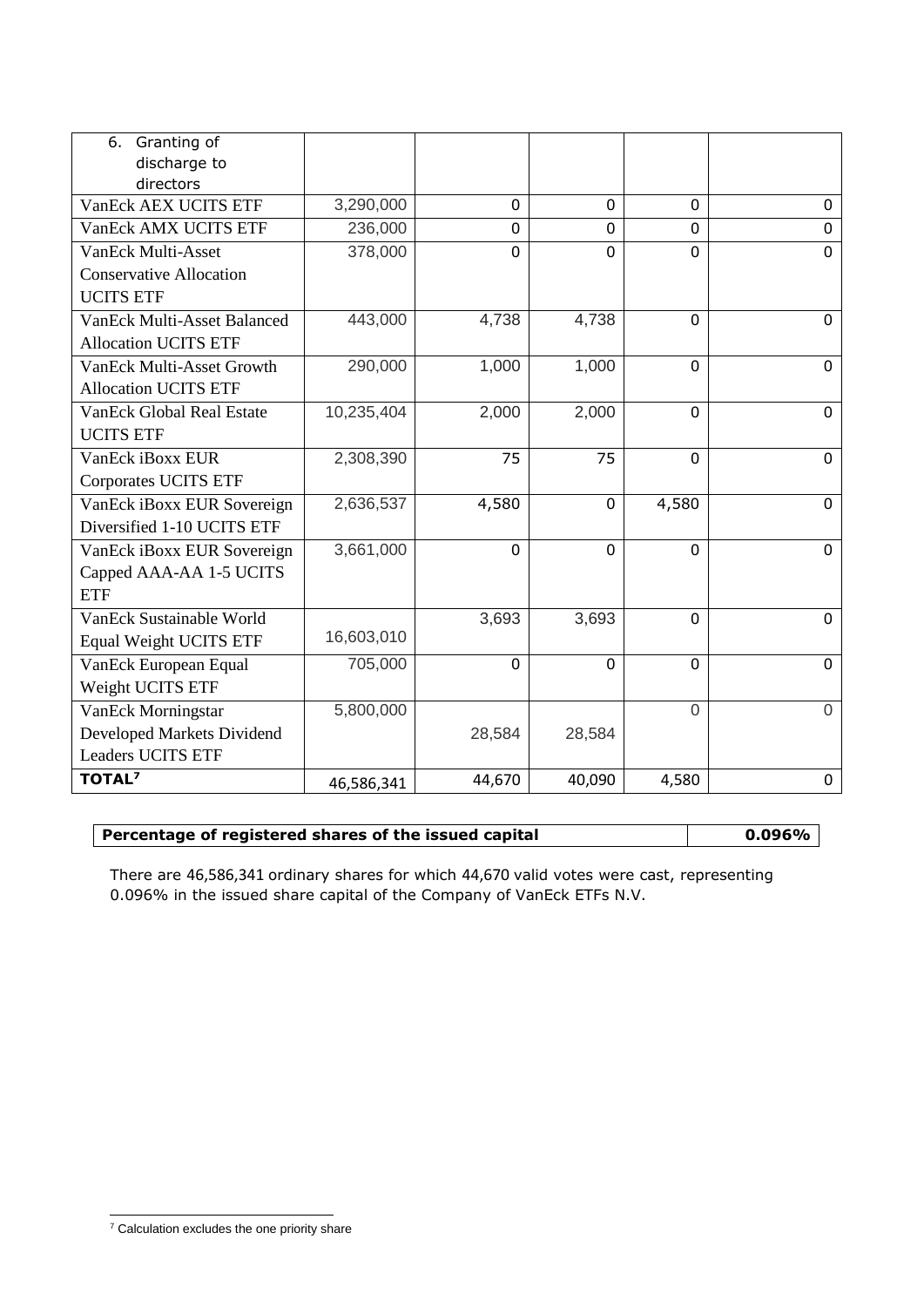| 6. Granting of discharge to directors | | | | | |
|---|---|---|---|---|---|
| VanEck AEX UCITS ETF | 3,290,000 | 0 | 0 | 0 | 0 |
| VanEck AMX UCITS ETF | 236,000 | 0 | 0 | 0 | 0 |
| VanEck Multi-Asset Conservative Allocation UCITS ETF | 378,000 | 0 | 0 | 0 | 0 |
| VanEck Multi-Asset Balanced Allocation UCITS ETF | 443,000 | 4,738 | 4,738 | 0 | 0 |
| VanEck Multi-Asset Growth Allocation UCITS ETF | 290,000 | 1,000 | 1,000 | 0 | 0 |
| VanEck Global Real Estate UCITS ETF | 10,235,404 | 2,000 | 2,000 | 0 | 0 |
| VanEck iBoxx EUR Corporates UCITS ETF | 2,308,390 | 75 | 75 | 0 | 0 |
| VanEck iBoxx EUR Sovereign Diversified 1-10 UCITS ETF | 2,636,537 | 4,580 | 0 | 4,580 | 0 |
| VanEck iBoxx EUR Sovereign Capped AAA-AA 1-5 UCITS ETF | 3,661,000 | 0 | 0 | 0 | 0 |
| VanEck Sustainable World Equal Weight UCITS ETF | 16,603,010 | 3,693 | 3,693 | 0 | 0 |
| VanEck European Equal Weight UCITS ETF | 705,000 | 0 | 0 | 0 | 0 |
| VanEck Morningstar Developed Markets Dividend Leaders UCITS ETF | 5,800,000 | 28,584 | 28,584 | 0 | 0 |
| **TOTAL[7]** | 46,586,341 | 44,670 | 40,090 | 4,580 | 0 |

| | |
|---|---|
| **Percentage of registered shares of the issued capital** | **0.096%** |

There are 46,586,341 ordinary shares for which 44,670 valid votes were cast, representing 0.096% in the issued share capital of the Company of VanEck ETFs N.V.

[7] Calculation excludes the one priority share